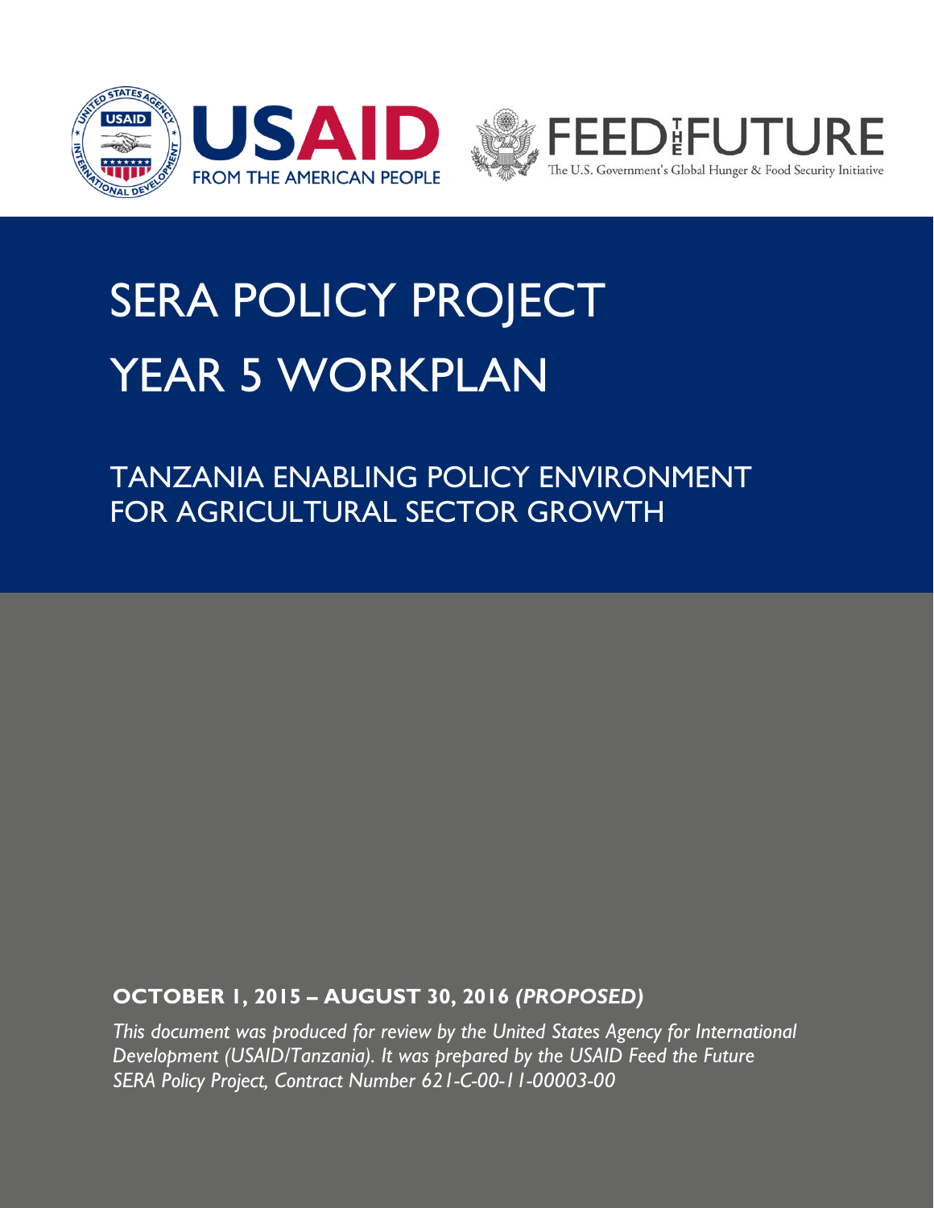USAID
FROM THE AMERICAN PEOPLE

FEED THE FUTURE
The U.S. Government's Global Hunger & Food Security Initiative

# SERA POLICY PROJECT YEAR 5 WORKPLAN

## TANZANIA ENABLING POLICY ENVIRONMENT FOR AGRICULTURAL SECTOR GROWTH

**OCTOBER 1, 2015 – AUGUST 30, 2016 *(PROPOSED)***

*This document was produced for review by the United States Agency for International Development (USAID/Tanzania). It was prepared by the USAID Feed the Future SERA Policy Project, Contract Number 621-C-00-11-00003-00*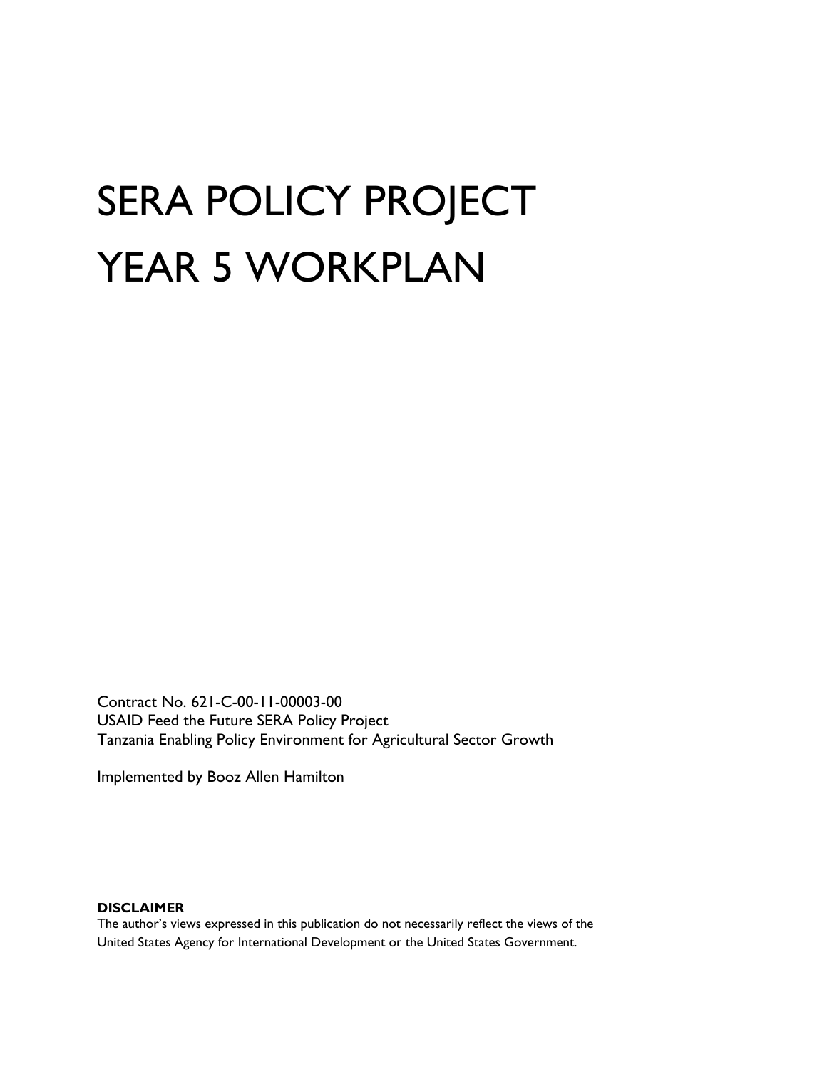# SERA POLICY PROJECT YEAR 5 WORKPLAN

Contract No. 621-C-00-11-00003-00
USAID Feed the Future SERA Policy Project
Tanzania Enabling Policy Environment for Agricultural Sector Growth

Implemented by Booz Allen Hamilton

**DISCLAIMER**
The author's views expressed in this publication do not necessarily reflect the views of the United States Agency for International Development or the United States Government.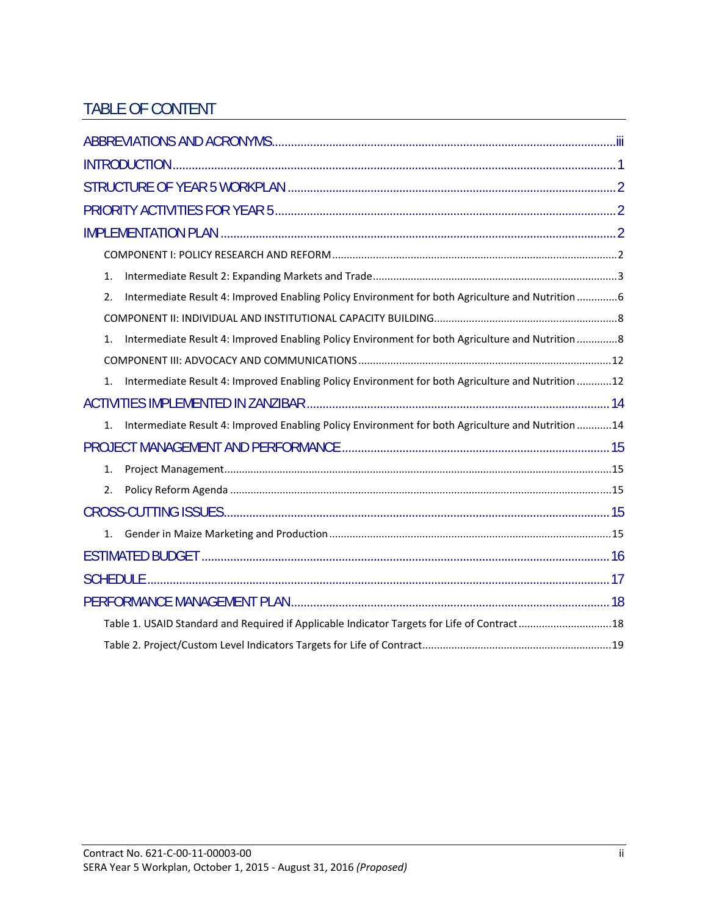# TABLE OF CONTENT

ABBREVIATIONS AND ACRONYMS....................iii

INTRODUCTION....................1

STRUCTURE OF YEAR 5 WORKPLAN....................2

PRIORITY ACTIVITIES FOR YEAR 5....................2

IMPLEMENTATION PLAN....................2

- COMPONENT I: POLICY RESEARCH AND REFORM....................2
  1. Intermediate Result 2: Expanding Markets and Trade....................3
  2. Intermediate Result 4: Improved Enabling Policy Environment for both Agriculture and Nutrition....................6
- COMPONENT II: INDIVIDUAL AND INSTITUTIONAL CAPACITY BUILDING....................8
  1. Intermediate Result 4: Improved Enabling Policy Environment for both Agriculture and Nutrition....................8
- COMPONENT III: ADVOCACY AND COMMUNICATIONS....................12
  1. Intermediate Result 4: Improved Enabling Policy Environment for both Agriculture and Nutrition....................12

ACTIVITIES IMPLEMENTED IN ZANZIBAR....................14

1. Intermediate Result 4: Improved Enabling Policy Environment for both Agriculture and Nutrition....................14

PROJECT MANAGEMENT AND PERFORMANCE....................15

1. Project Management....................15
2. Policy Reform Agenda....................15

CROSS-CUTTING ISSUES....................15

1. Gender in Maize Marketing and Production....................15

ESTIMATED BUDGET....................16

SCHEDULE....................17

PERFORMANCE MANAGEMENT PLAN....................18

- Table 1. USAID Standard and Required if Applicable Indicator Targets for Life of Contract....................18
- Table 2. Project/Custom Level Indicators Targets for Life of Contract....................19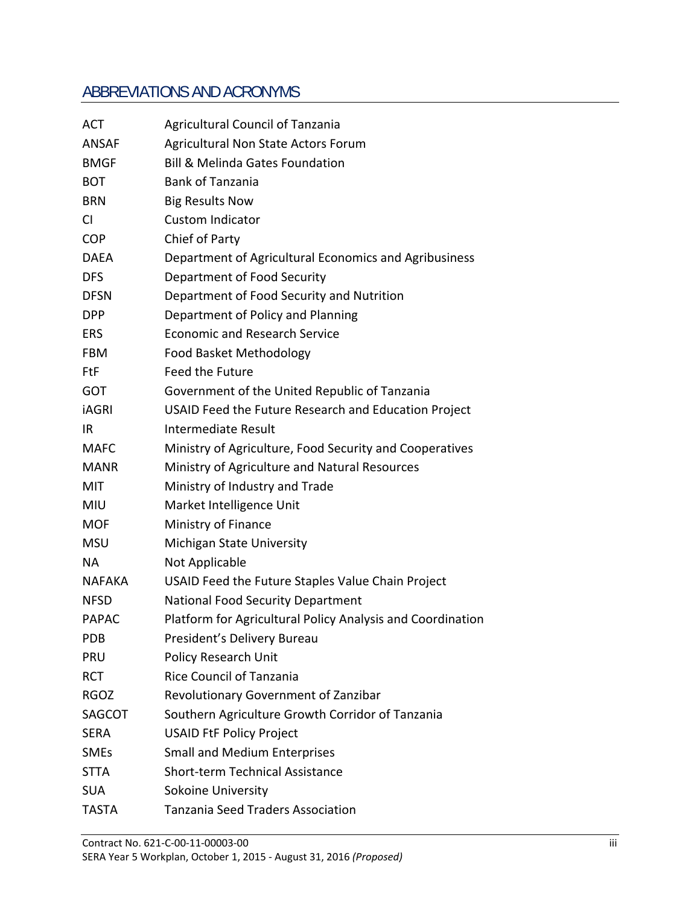## ABBREVIATIONS AND ACRONYMS

| | |
|---|---|
| ACT | Agricultural Council of Tanzania |
| ANSAF | Agricultural Non State Actors Forum |
| BMGF | Bill & Melinda Gates Foundation |
| BOT | Bank of Tanzania |
| BRN | Big Results Now |
| CI | Custom Indicator |
| COP | Chief of Party |
| DAEA | Department of Agricultural Economics and Agribusiness |
| DFS | Department of Food Security |
| DFSN | Department of Food Security and Nutrition |
| DPP | Department of Policy and Planning |
| ERS | Economic and Research Service |
| FBM | Food Basket Methodology |
| FtF | Feed the Future |
| GOT | Government of the United Republic of Tanzania |
| iAGRI | USAID Feed the Future Research and Education Project |
| IR | Intermediate Result |
| MAFC | Ministry of Agriculture, Food Security and Cooperatives |
| MANR | Ministry of Agriculture and Natural Resources |
| MIT | Ministry of Industry and Trade |
| MIU | Market Intelligence Unit |
| MOF | Ministry of Finance |
| MSU | Michigan State University |
| NA | Not Applicable |
| NAFAKA | USAID Feed the Future Staples Value Chain Project |
| NFSD | National Food Security Department |
| PAPAC | Platform for Agricultural Policy Analysis and Coordination |
| PDB | President's Delivery Bureau |
| PRU | Policy Research Unit |
| RCT | Rice Council of Tanzania |
| RGOZ | Revolutionary Government of Zanzibar |
| SAGCOT | Southern Agriculture Growth Corridor of Tanzania |
| SERA | USAID FtF Policy Project |
| SMEs | Small and Medium Enterprises |
| STTA | Short-term Technical Assistance |
| SUA | Sokoine University |
| TASTA | Tanzania Seed Traders Association |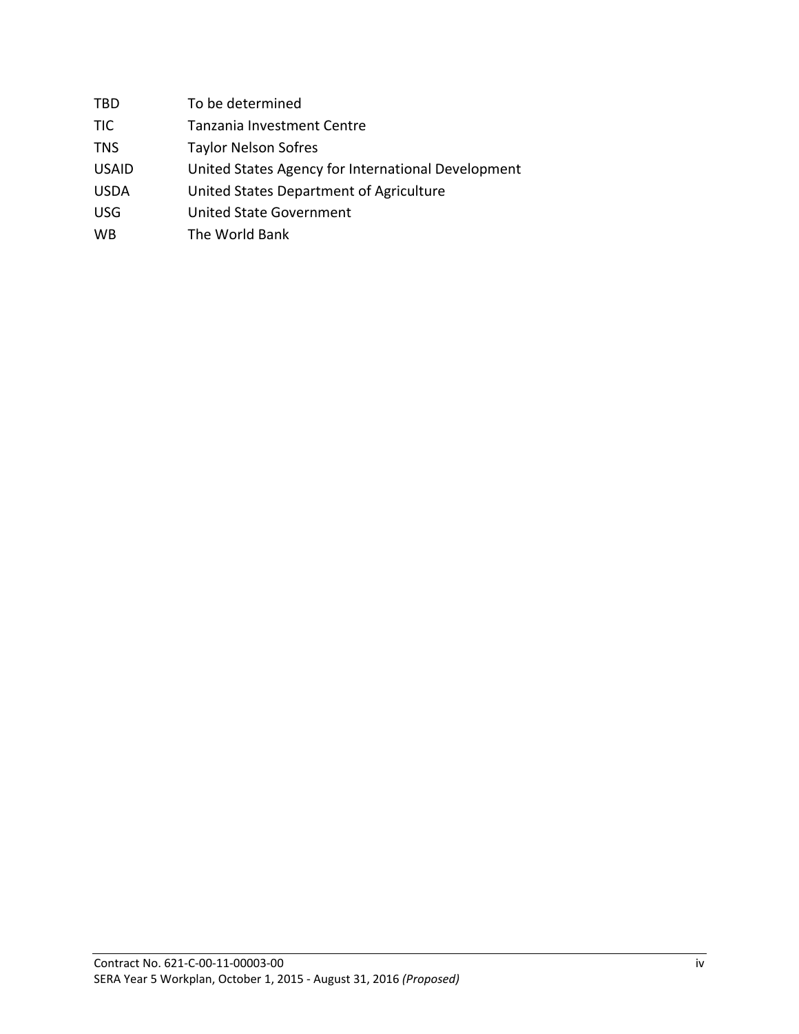| | |
|---|---|
| TBD | To be determined |
| TIC | Tanzania Investment Centre |
| TNS | Taylor Nelson Sofres |
| USAID | United States Agency for International Development |
| USDA | United States Department of Agriculture |
| USG | United State Government |
| WB | The World Bank |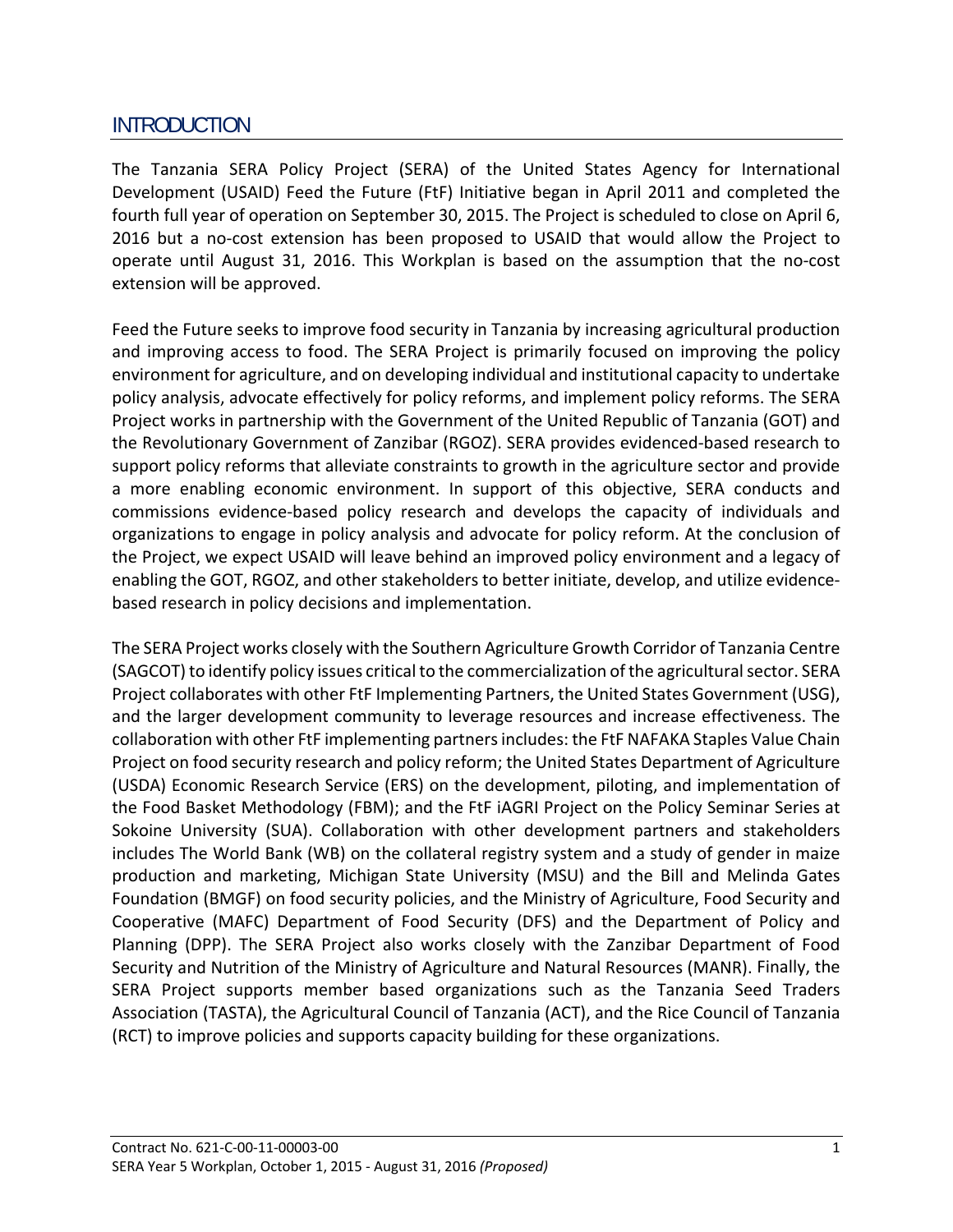## INTRODUCTION

The Tanzania SERA Policy Project (SERA) of the United States Agency for International Development (USAID) Feed the Future (FtF) Initiative began in April 2011 and completed the fourth full year of operation on September 30, 2015. The Project is scheduled to close on April 6, 2016 but a no-cost extension has been proposed to USAID that would allow the Project to operate until August 31, 2016. This Workplan is based on the assumption that the no-cost extension will be approved.

Feed the Future seeks to improve food security in Tanzania by increasing agricultural production and improving access to food. The SERA Project is primarily focused on improving the policy environment for agriculture, and on developing individual and institutional capacity to undertake policy analysis, advocate effectively for policy reforms, and implement policy reforms. The SERA Project works in partnership with the Government of the United Republic of Tanzania (GOT) and the Revolutionary Government of Zanzibar (RGOZ). SERA provides evidenced-based research to support policy reforms that alleviate constraints to growth in the agriculture sector and provide a more enabling economic environment. In support of this objective, SERA conducts and commissions evidence-based policy research and develops the capacity of individuals and organizations to engage in policy analysis and advocate for policy reform. At the conclusion of the Project, we expect USAID will leave behind an improved policy environment and a legacy of enabling the GOT, RGOZ, and other stakeholders to better initiate, develop, and utilize evidence-based research in policy decisions and implementation.

The SERA Project works closely with the Southern Agriculture Growth Corridor of Tanzania Centre (SAGCOT) to identify policy issues critical to the commercialization of the agricultural sector. SERA Project collaborates with other FtF Implementing Partners, the United States Government (USG), and the larger development community to leverage resources and increase effectiveness. The collaboration with other FtF implementing partners includes: the FtF NAFAKA Staples Value Chain Project on food security research and policy reform; the United States Department of Agriculture (USDA) Economic Research Service (ERS) on the development, piloting, and implementation of the Food Basket Methodology (FBM); and the FtF iAGRI Project on the Policy Seminar Series at Sokoine University (SUA). Collaboration with other development partners and stakeholders includes The World Bank (WB) on the collateral registry system and a study of gender in maize production and marketing, Michigan State University (MSU) and the Bill and Melinda Gates Foundation (BMGF) on food security policies, and the Ministry of Agriculture, Food Security and Cooperative (MAFC) Department of Food Security (DFS) and the Department of Policy and Planning (DPP). The SERA Project also works closely with the Zanzibar Department of Food Security and Nutrition of the Ministry of Agriculture and Natural Resources (MANR). Finally, the SERA Project supports member based organizations such as the Tanzania Seed Traders Association (TASTA), the Agricultural Council of Tanzania (ACT), and the Rice Council of Tanzania (RCT) to improve policies and supports capacity building for these organizations.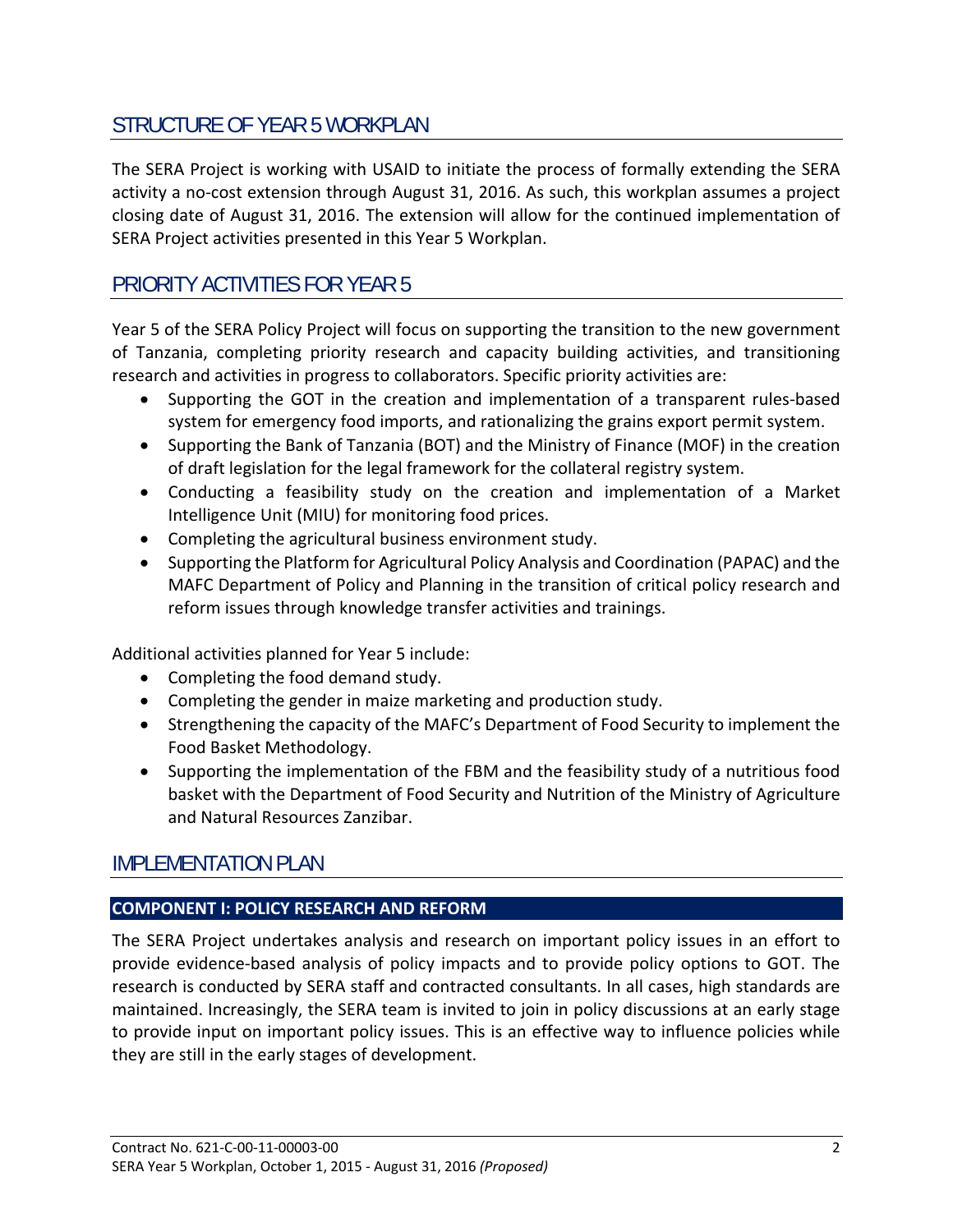## STRUCTURE OF YEAR 5 WORKPLAN

The SERA Project is working with USAID to initiate the process of formally extending the SERA activity a no-cost extension through August 31, 2016. As such, this workplan assumes a project closing date of August 31, 2016. The extension will allow for the continued implementation of SERA Project activities presented in this Year 5 Workplan.

## PRIORITY ACTIVITIES FOR YEAR 5

Year 5 of the SERA Policy Project will focus on supporting the transition to the new government of Tanzania, completing priority research and capacity building activities, and transitioning research and activities in progress to collaborators. Specific priority activities are:

- Supporting the GOT in the creation and implementation of a transparent rules-based system for emergency food imports, and rationalizing the grains export permit system.
- Supporting the Bank of Tanzania (BOT) and the Ministry of Finance (MOF) in the creation of draft legislation for the legal framework for the collateral registry system.
- Conducting a feasibility study on the creation and implementation of a Market Intelligence Unit (MIU) for monitoring food prices.
- Completing the agricultural business environment study.
- Supporting the Platform for Agricultural Policy Analysis and Coordination (PAPAC) and the MAFC Department of Policy and Planning in the transition of critical policy research and reform issues through knowledge transfer activities and trainings.

Additional activities planned for Year 5 include:

- Completing the food demand study.
- Completing the gender in maize marketing and production study.
- Strengthening the capacity of the MAFC's Department of Food Security to implement the Food Basket Methodology.
- Supporting the implementation of the FBM and the feasibility study of a nutritious food basket with the Department of Food Security and Nutrition of the Ministry of Agriculture and Natural Resources Zanzibar.

## IMPLEMENTATION PLAN

### COMPONENT I: POLICY RESEARCH AND REFORM

The SERA Project undertakes analysis and research on important policy issues in an effort to provide evidence-based analysis of policy impacts and to provide policy options to GOT. The research is conducted by SERA staff and contracted consultants. In all cases, high standards are maintained. Increasingly, the SERA team is invited to join in policy discussions at an early stage to provide input on important policy issues. This is an effective way to influence policies while they are still in the early stages of development.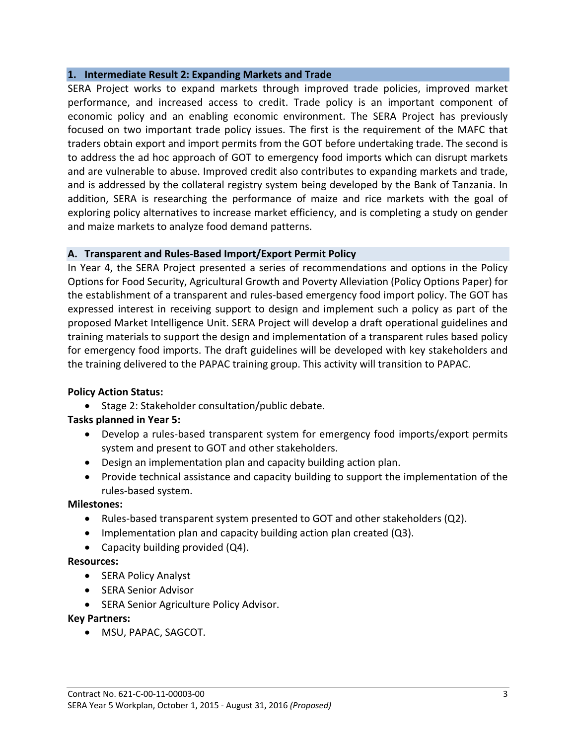## 1. Intermediate Result 2: Expanding Markets and Trade

SERA Project works to expand markets through improved trade policies, improved market performance, and increased access to credit. Trade policy is an important component of economic policy and an enabling economic environment. The SERA Project has previously focused on two important trade policy issues. The first is the requirement of the MAFC that traders obtain export and import permits from the GOT before undertaking trade. The second is to address the ad hoc approach of GOT to emergency food imports which can disrupt markets and are vulnerable to abuse. Improved credit also contributes to expanding markets and trade, and is addressed by the collateral registry system being developed by the Bank of Tanzania. In addition, SERA is researching the performance of maize and rice markets with the goal of exploring policy alternatives to increase market efficiency, and is completing a study on gender and maize markets to analyze food demand patterns.

### A. Transparent and Rules-Based Import/Export Permit Policy

In Year 4, the SERA Project presented a series of recommendations and options in the Policy Options for Food Security, Agricultural Growth and Poverty Alleviation (Policy Options Paper) for the establishment of a transparent and rules-based emergency food import policy. The GOT has expressed interest in receiving support to design and implement such a policy as part of the proposed Market Intelligence Unit. SERA Project will develop a draft operational guidelines and training materials to support the design and implementation of a transparent rules based policy for emergency food imports. The draft guidelines will be developed with key stakeholders and the training delivered to the PAPAC training group. This activity will transition to PAPAC.

**Policy Action Status:**

- Stage 2: Stakeholder consultation/public debate.

**Tasks planned in Year 5:**

- Develop a rules-based transparent system for emergency food imports/export permits system and present to GOT and other stakeholders.
- Design an implementation plan and capacity building action plan.
- Provide technical assistance and capacity building to support the implementation of the rules-based system.

**Milestones:**

- Rules-based transparent system presented to GOT and other stakeholders (Q2).
- Implementation plan and capacity building action plan created (Q3).
- Capacity building provided (Q4).

**Resources:**

- SERA Policy Analyst
- SERA Senior Advisor
- SERA Senior Agriculture Policy Advisor.

**Key Partners:**

- MSU, PAPAC, SAGCOT.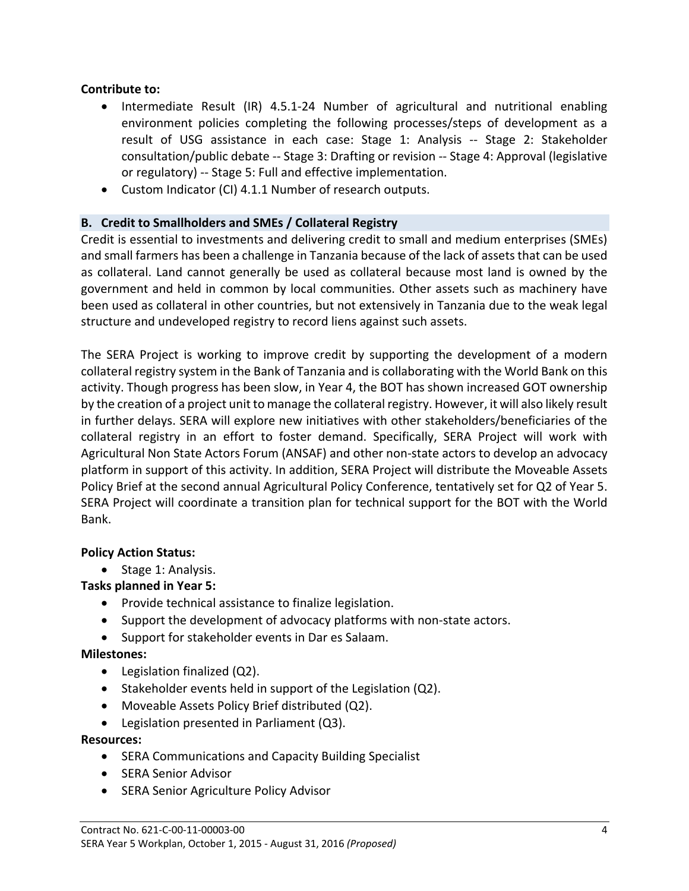**Contribute to:**

- Intermediate Result (IR) 4.5.1-24 Number of agricultural and nutritional enabling environment policies completing the following processes/steps of development as a result of USG assistance in each case: Stage 1: Analysis -- Stage 2: Stakeholder consultation/public debate -- Stage 3: Drafting or revision -- Stage 4: Approval (legislative or regulatory) -- Stage 5: Full and effective implementation.
- Custom Indicator (CI) 4.1.1 Number of research outputs.

### B. Credit to Smallholders and SMEs / Collateral Registry

Credit is essential to investments and delivering credit to small and medium enterprises (SMEs) and small farmers has been a challenge in Tanzania because of the lack of assets that can be used as collateral. Land cannot generally be used as collateral because most land is owned by the government and held in common by local communities. Other assets such as machinery have been used as collateral in other countries, but not extensively in Tanzania due to the weak legal structure and undeveloped registry to record liens against such assets.

The SERA Project is working to improve credit by supporting the development of a modern collateral registry system in the Bank of Tanzania and is collaborating with the World Bank on this activity. Though progress has been slow, in Year 4, the BOT has shown increased GOT ownership by the creation of a project unit to manage the collateral registry. However, it will also likely result in further delays. SERA will explore new initiatives with other stakeholders/beneficiaries of the collateral registry in an effort to foster demand. Specifically, SERA Project will work with Agricultural Non State Actors Forum (ANSAF) and other non-state actors to develop an advocacy platform in support of this activity. In addition, SERA Project will distribute the Moveable Assets Policy Brief at the second annual Agricultural Policy Conference, tentatively set for Q2 of Year 5. SERA Project will coordinate a transition plan for technical support for the BOT with the World Bank.

**Policy Action Status:**

- Stage 1: Analysis.

**Tasks planned in Year 5:**

- Provide technical assistance to finalize legislation.
- Support the development of advocacy platforms with non-state actors.
- Support for stakeholder events in Dar es Salaam.

**Milestones:**

- Legislation finalized (Q2).
- Stakeholder events held in support of the Legislation (Q2).
- Moveable Assets Policy Brief distributed (Q2).
- Legislation presented in Parliament (Q3).

**Resources:**

- SERA Communications and Capacity Building Specialist
- SERA Senior Advisor
- SERA Senior Agriculture Policy Advisor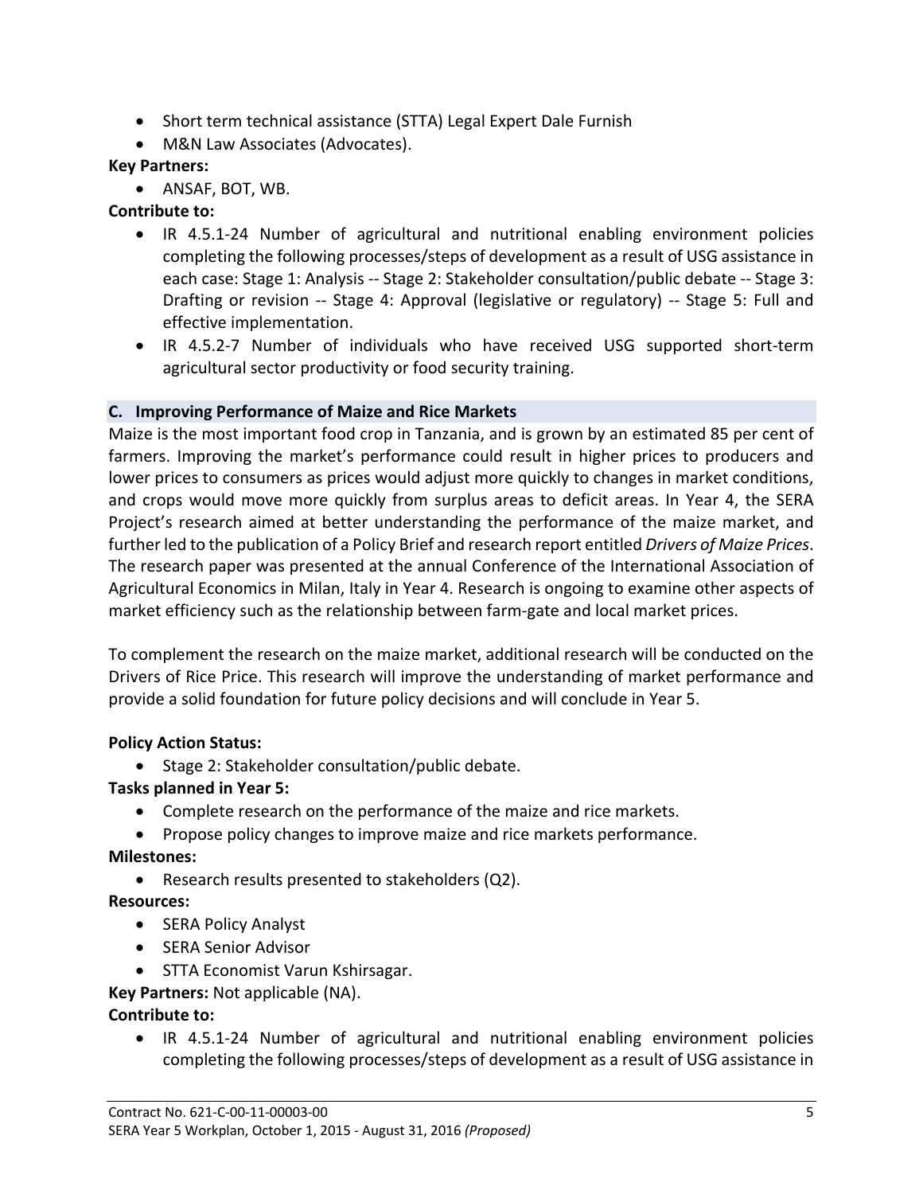- Short term technical assistance (STTA) Legal Expert Dale Furnish
- M&N Law Associates (Advocates).

**Key Partners:**

- ANSAF, BOT, WB.

**Contribute to:**

- IR 4.5.1-24 Number of agricultural and nutritional enabling environment policies completing the following processes/steps of development as a result of USG assistance in each case: Stage 1: Analysis -- Stage 2: Stakeholder consultation/public debate -- Stage 3: Drafting or revision -- Stage 4: Approval (legislative or regulatory) -- Stage 5: Full and effective implementation.
- IR 4.5.2-7 Number of individuals who have received USG supported short-term agricultural sector productivity or food security training.

### C. Improving Performance of Maize and Rice Markets

Maize is the most important food crop in Tanzania, and is grown by an estimated 85 per cent of farmers. Improving the market's performance could result in higher prices to producers and lower prices to consumers as prices would adjust more quickly to changes in market conditions, and crops would move more quickly from surplus areas to deficit areas. In Year 4, the SERA Project's research aimed at better understanding the performance of the maize market, and further led to the publication of a Policy Brief and research report entitled *Drivers of Maize Prices*. The research paper was presented at the annual Conference of the International Association of Agricultural Economics in Milan, Italy in Year 4. Research is ongoing to examine other aspects of market efficiency such as the relationship between farm-gate and local market prices.

To complement the research on the maize market, additional research will be conducted on the Drivers of Rice Price. This research will improve the understanding of market performance and provide a solid foundation for future policy decisions and will conclude in Year 5.

**Policy Action Status:**

- Stage 2: Stakeholder consultation/public debate.

**Tasks planned in Year 5:**

- Complete research on the performance of the maize and rice markets.
- Propose policy changes to improve maize and rice markets performance.

**Milestones:**

- Research results presented to stakeholders (Q2).

**Resources:**

- SERA Policy Analyst
- SERA Senior Advisor
- STTA Economist Varun Kshirsagar.

**Key Partners:** Not applicable (NA).

**Contribute to:**

- IR 4.5.1-24 Number of agricultural and nutritional enabling environment policies completing the following processes/steps of development as a result of USG assistance in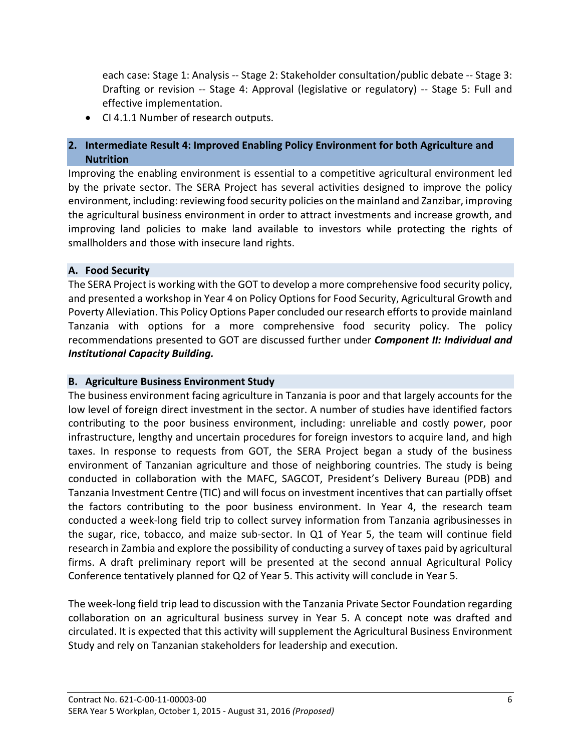each case: Stage 1: Analysis -- Stage 2: Stakeholder consultation/public debate -- Stage 3: Drafting or revision -- Stage 4: Approval (legislative or regulatory) -- Stage 5: Full and effective implementation.

- CI 4.1.1 Number of research outputs.

## 2. Intermediate Result 4: Improved Enabling Policy Environment for both Agriculture and Nutrition

Improving the enabling environment is essential to a competitive agricultural environment led by the private sector. The SERA Project has several activities designed to improve the policy environment, including: reviewing food security policies on the mainland and Zanzibar, improving the agricultural business environment in order to attract investments and increase growth, and improving land policies to make land available to investors while protecting the rights of smallholders and those with insecure land rights.

### A. Food Security

The SERA Project is working with the GOT to develop a more comprehensive food security policy, and presented a workshop in Year 4 on Policy Options for Food Security, Agricultural Growth and Poverty Alleviation. This Policy Options Paper concluded our research efforts to provide mainland Tanzania with options for a more comprehensive food security policy. The policy recommendations presented to GOT are discussed further under ***Component II: Individual and Institutional Capacity Building.***

### B. Agriculture Business Environment Study

The business environment facing agriculture in Tanzania is poor and that largely accounts for the low level of foreign direct investment in the sector. A number of studies have identified factors contributing to the poor business environment, including: unreliable and costly power, poor infrastructure, lengthy and uncertain procedures for foreign investors to acquire land, and high taxes. In response to requests from GOT, the SERA Project began a study of the business environment of Tanzanian agriculture and those of neighboring countries. The study is being conducted in collaboration with the MAFC, SAGCOT, President's Delivery Bureau (PDB) and Tanzania Investment Centre (TIC) and will focus on investment incentives that can partially offset the factors contributing to the poor business environment. In Year 4, the research team conducted a week-long field trip to collect survey information from Tanzania agribusinesses in the sugar, rice, tobacco, and maize sub-sector. In Q1 of Year 5, the team will continue field research in Zambia and explore the possibility of conducting a survey of taxes paid by agricultural firms. A draft preliminary report will be presented at the second annual Agricultural Policy Conference tentatively planned for Q2 of Year 5. This activity will conclude in Year 5.

The week-long field trip lead to discussion with the Tanzania Private Sector Foundation regarding collaboration on an agricultural business survey in Year 5. A concept note was drafted and circulated. It is expected that this activity will supplement the Agricultural Business Environment Study and rely on Tanzanian stakeholders for leadership and execution.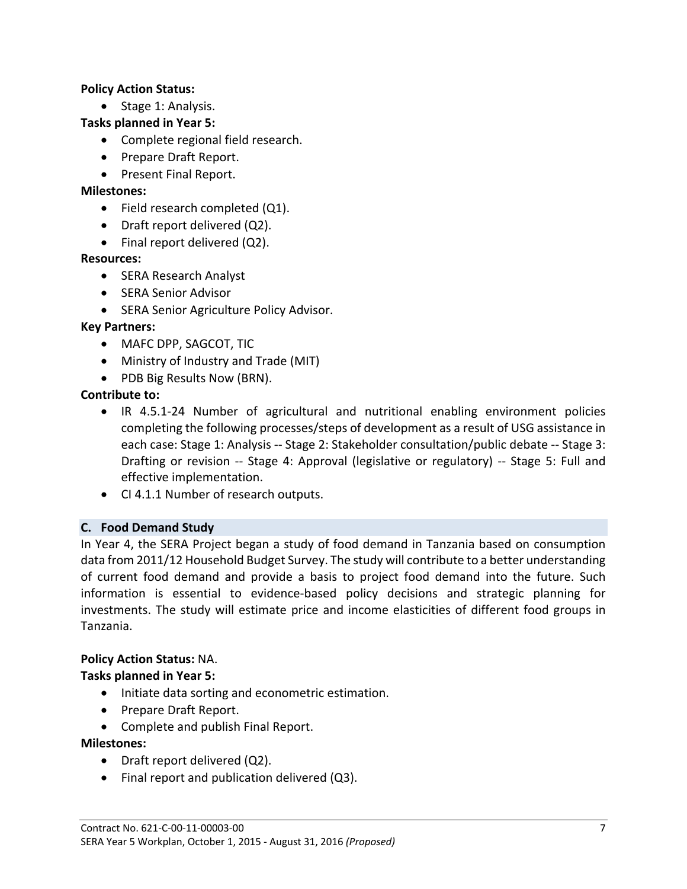**Policy Action Status:**

- Stage 1: Analysis.

**Tasks planned in Year 5:**

- Complete regional field research.
- Prepare Draft Report.
- Present Final Report.

**Milestones:**

- Field research completed (Q1).
- Draft report delivered (Q2).
- Final report delivered (Q2).

**Resources:**

- SERA Research Analyst
- SERA Senior Advisor
- SERA Senior Agriculture Policy Advisor.

**Key Partners:**

- MAFC DPP, SAGCOT, TIC
- Ministry of Industry and Trade (MIT)
- PDB Big Results Now (BRN).

**Contribute to:**

- IR 4.5.1-24 Number of agricultural and nutritional enabling environment policies completing the following processes/steps of development as a result of USG assistance in each case: Stage 1: Analysis -- Stage 2: Stakeholder consultation/public debate -- Stage 3: Drafting or revision -- Stage 4: Approval (legislative or regulatory) -- Stage 5: Full and effective implementation.
- CI 4.1.1 Number of research outputs.

### C. Food Demand Study

In Year 4, the SERA Project began a study of food demand in Tanzania based on consumption data from 2011/12 Household Budget Survey. The study will contribute to a better understanding of current food demand and provide a basis to project food demand into the future. Such information is essential to evidence-based policy decisions and strategic planning for investments. The study will estimate price and income elasticities of different food groups in Tanzania.

**Policy Action Status:** NA.

**Tasks planned in Year 5:**

- Initiate data sorting and econometric estimation.
- Prepare Draft Report.
- Complete and publish Final Report.

**Milestones:**

- Draft report delivered (Q2).
- Final report and publication delivered (Q3).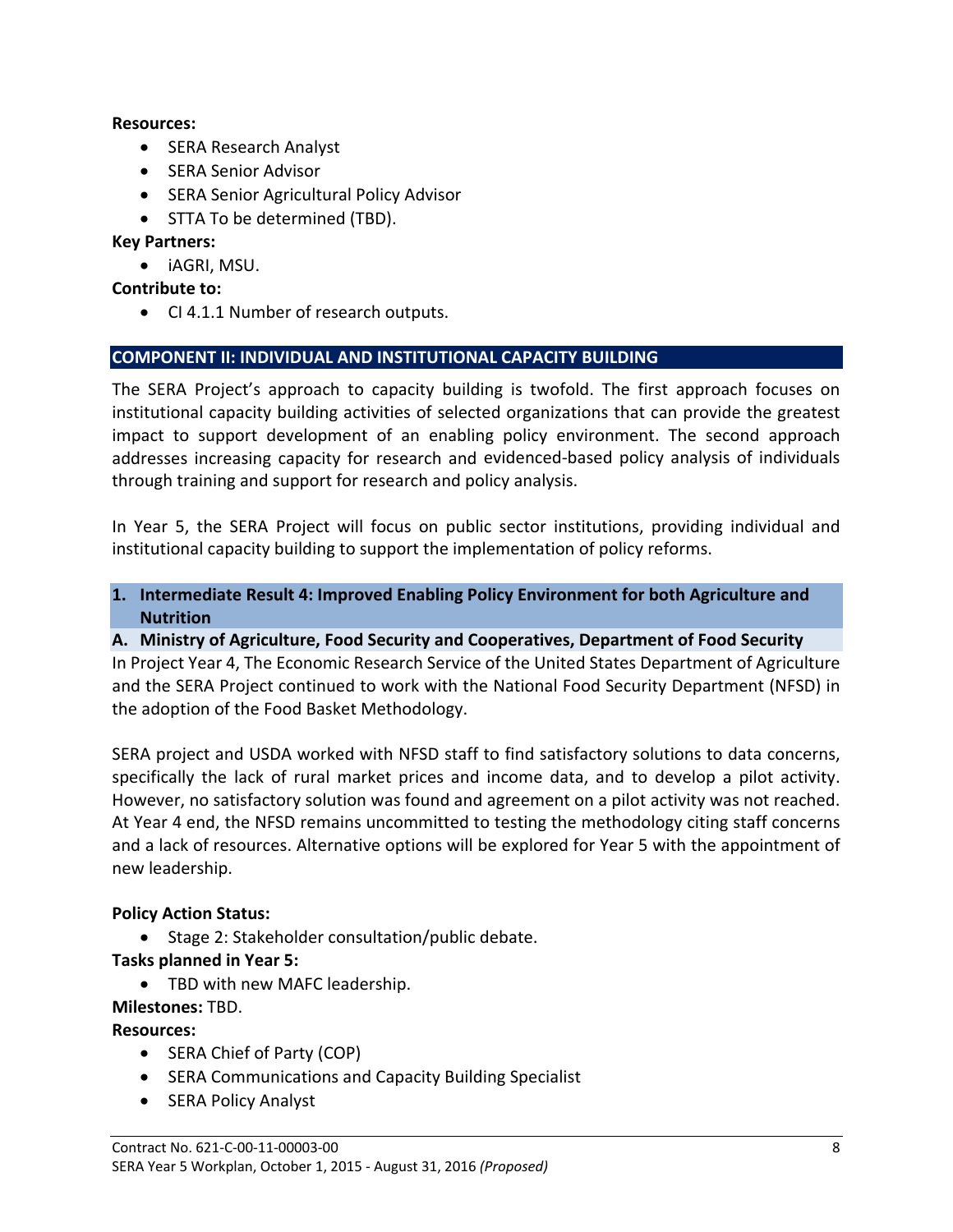**Resources:**

- SERA Research Analyst
- SERA Senior Advisor
- SERA Senior Agricultural Policy Advisor
- STTA To be determined (TBD).

**Key Partners:**

- iAGRI, MSU.

**Contribute to:**

- CI 4.1.1 Number of research outputs.

## COMPONENT II: INDIVIDUAL AND INSTITUTIONAL CAPACITY BUILDING

The SERA Project's approach to capacity building is twofold. The first approach focuses on institutional capacity building activities of selected organizations that can provide the greatest impact to support development of an enabling policy environment. The second approach addresses increasing capacity for research and evidenced-based policy analysis of individuals through training and support for research and policy analysis.

In Year 5, the SERA Project will focus on public sector institutions, providing individual and institutional capacity building to support the implementation of policy reforms.

### 1. Intermediate Result 4: Improved Enabling Policy Environment for both Agriculture and Nutrition

#### A. Ministry of Agriculture, Food Security and Cooperatives, Department of Food Security

In Project Year 4, The Economic Research Service of the United States Department of Agriculture and the SERA Project continued to work with the National Food Security Department (NFSD) in the adoption of the Food Basket Methodology.

SERA project and USDA worked with NFSD staff to find satisfactory solutions to data concerns, specifically the lack of rural market prices and income data, and to develop a pilot activity. However, no satisfactory solution was found and agreement on a pilot activity was not reached. At Year 4 end, the NFSD remains uncommitted to testing the methodology citing staff concerns and a lack of resources. Alternative options will be explored for Year 5 with the appointment of new leadership.

**Policy Action Status:**

- Stage 2: Stakeholder consultation/public debate.

**Tasks planned in Year 5:**

- TBD with new MAFC leadership.

**Milestones:** TBD.

**Resources:**

- SERA Chief of Party (COP)
- SERA Communications and Capacity Building Specialist
- SERA Policy Analyst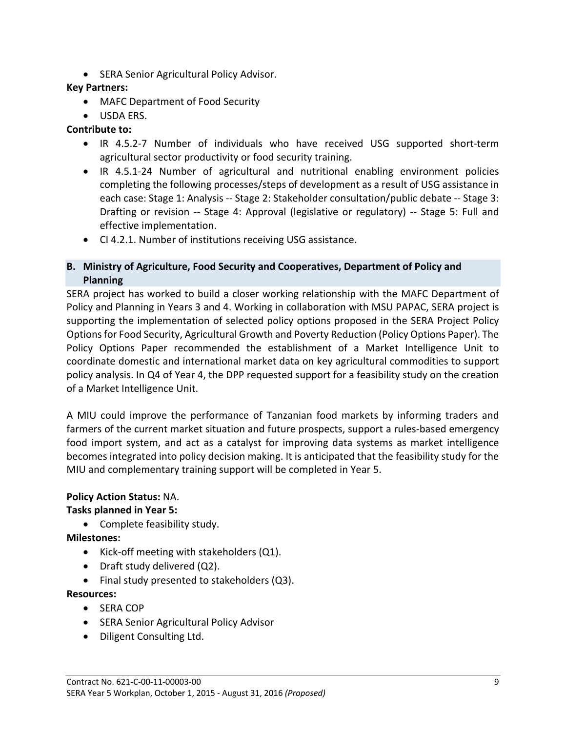- SERA Senior Agricultural Policy Advisor.

**Key Partners:**

- MAFC Department of Food Security
- USDA ERS.

**Contribute to:**

- IR 4.5.2-7 Number of individuals who have received USG supported short-term agricultural sector productivity or food security training.
- IR 4.5.1-24 Number of agricultural and nutritional enabling environment policies completing the following processes/steps of development as a result of USG assistance in each case: Stage 1: Analysis -- Stage 2: Stakeholder consultation/public debate -- Stage 3: Drafting or revision -- Stage 4: Approval (legislative or regulatory) -- Stage 5: Full and effective implementation.
- CI 4.2.1. Number of institutions receiving USG assistance.

### B. Ministry of Agriculture, Food Security and Cooperatives, Department of Policy and Planning

SERA project has worked to build a closer working relationship with the MAFC Department of Policy and Planning in Years 3 and 4. Working in collaboration with MSU PAPAC, SERA project is supporting the implementation of selected policy options proposed in the SERA Project Policy Options for Food Security, Agricultural Growth and Poverty Reduction (Policy Options Paper). The Policy Options Paper recommended the establishment of a Market Intelligence Unit to coordinate domestic and international market data on key agricultural commodities to support policy analysis. In Q4 of Year 4, the DPP requested support for a feasibility study on the creation of a Market Intelligence Unit.

A MIU could improve the performance of Tanzanian food markets by informing traders and farmers of the current market situation and future prospects, support a rules-based emergency food import system, and act as a catalyst for improving data systems as market intelligence becomes integrated into policy decision making. It is anticipated that the feasibility study for the MIU and complementary training support will be completed in Year 5.

**Policy Action Status:** NA.

**Tasks planned in Year 5:**

- Complete feasibility study.

**Milestones:**

- Kick-off meeting with stakeholders (Q1).
- Draft study delivered (Q2).
- Final study presented to stakeholders (Q3).

**Resources:**

- SERA COP
- SERA Senior Agricultural Policy Advisor
- Diligent Consulting Ltd.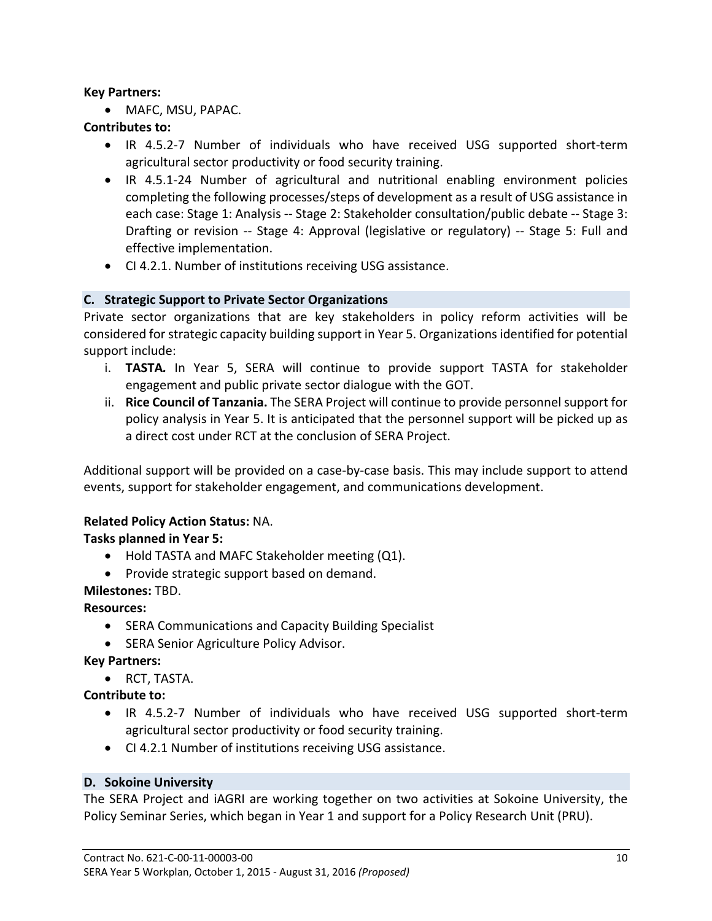**Key Partners:**

- MAFC, MSU, PAPAC.

**Contributes to:**

- IR 4.5.2-7 Number of individuals who have received USG supported short-term agricultural sector productivity or food security training.
- IR 4.5.1-24 Number of agricultural and nutritional enabling environment policies completing the following processes/steps of development as a result of USG assistance in each case: Stage 1: Analysis -- Stage 2: Stakeholder consultation/public debate -- Stage 3: Drafting or revision -- Stage 4: Approval (legislative or regulatory) -- Stage 5: Full and effective implementation.
- CI 4.2.1. Number of institutions receiving USG assistance.

### C. Strategic Support to Private Sector Organizations

Private sector organizations that are key stakeholders in policy reform activities will be considered for strategic capacity building support in Year 5. Organizations identified for potential support include:

i. **TASTA.** In Year 5, SERA will continue to provide support TASTA for stakeholder engagement and public private sector dialogue with the GOT.
ii. **Rice Council of Tanzania.** The SERA Project will continue to provide personnel support for policy analysis in Year 5. It is anticipated that the personnel support will be picked up as a direct cost under RCT at the conclusion of SERA Project.

Additional support will be provided on a case-by-case basis. This may include support to attend events, support for stakeholder engagement, and communications development.

**Related Policy Action Status:** NA.

**Tasks planned in Year 5:**

- Hold TASTA and MAFC Stakeholder meeting (Q1).
- Provide strategic support based on demand.

**Milestones:** TBD.

**Resources:**

- SERA Communications and Capacity Building Specialist
- SERA Senior Agriculture Policy Advisor.

**Key Partners:**

- RCT, TASTA.

**Contribute to:**

- IR 4.5.2-7 Number of individuals who have received USG supported short-term agricultural sector productivity or food security training.
- CI 4.2.1 Number of institutions receiving USG assistance.

### D. Sokoine University

The SERA Project and iAGRI are working together on two activities at Sokoine University, the Policy Seminar Series, which began in Year 1 and support for a Policy Research Unit (PRU).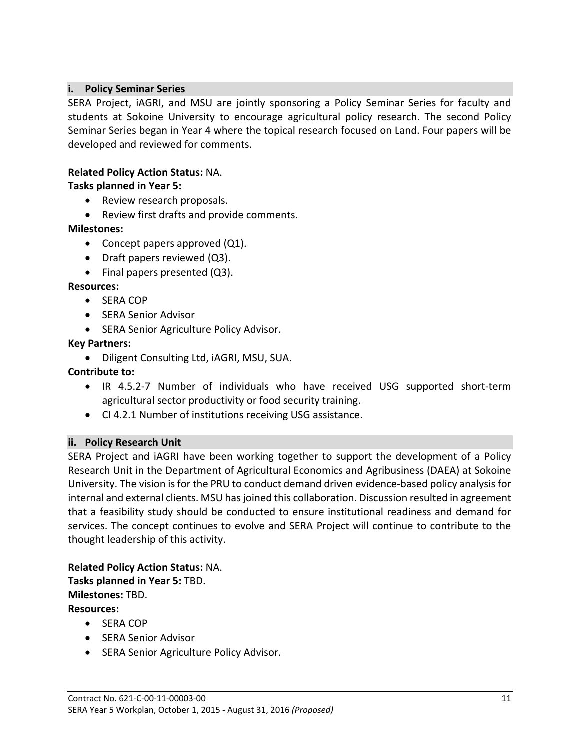### i. Policy Seminar Series

SERA Project, iAGRI, and MSU are jointly sponsoring a Policy Seminar Series for faculty and students at Sokoine University to encourage agricultural policy research. The second Policy Seminar Series began in Year 4 where the topical research focused on Land. Four papers will be developed and reviewed for comments.

**Related Policy Action Status:** NA.

**Tasks planned in Year 5:**

- Review research proposals.
- Review first drafts and provide comments.

**Milestones:**

- Concept papers approved (Q1).
- Draft papers reviewed (Q3).
- Final papers presented (Q3).

**Resources:**

- SERA COP
- SERA Senior Advisor
- SERA Senior Agriculture Policy Advisor.

**Key Partners:**

- Diligent Consulting Ltd, iAGRI, MSU, SUA.

**Contribute to:**

- IR 4.5.2-7 Number of individuals who have received USG supported short-term agricultural sector productivity or food security training.
- CI 4.2.1 Number of institutions receiving USG assistance.

### ii. Policy Research Unit

SERA Project and iAGRI have been working together to support the development of a Policy Research Unit in the Department of Agricultural Economics and Agribusiness (DAEA) at Sokoine University. The vision is for the PRU to conduct demand driven evidence-based policy analysis for internal and external clients. MSU has joined this collaboration. Discussion resulted in agreement that a feasibility study should be conducted to ensure institutional readiness and demand for services. The concept continues to evolve and SERA Project will continue to contribute to the thought leadership of this activity.

**Related Policy Action Status:** NA.

**Tasks planned in Year 5:** TBD.

**Milestones:** TBD.

**Resources:**

- SERA COP
- SERA Senior Advisor
- SERA Senior Agriculture Policy Advisor.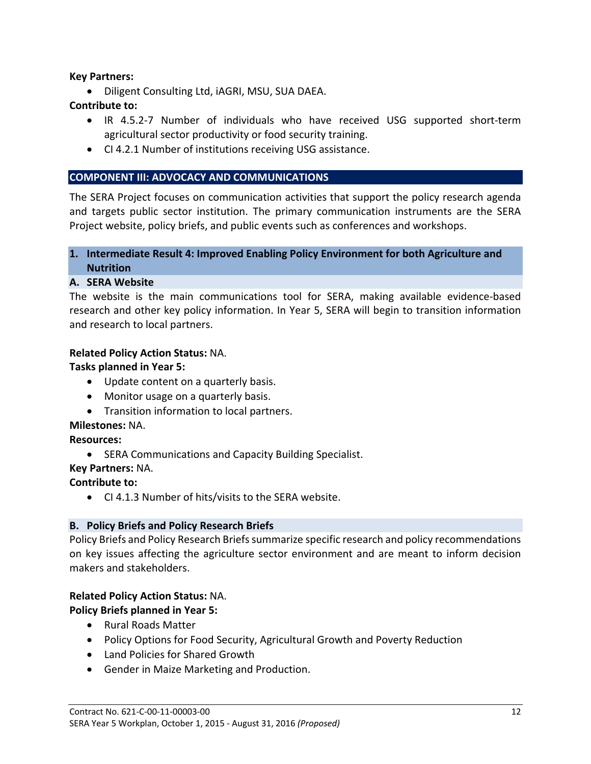**Key Partners:**

- Diligent Consulting Ltd, iAGRI, MSU, SUA DAEA.

**Contribute to:**

- IR 4.5.2-7 Number of individuals who have received USG supported short-term agricultural sector productivity or food security training.
- CI 4.2.1 Number of institutions receiving USG assistance.

## COMPONENT III: ADVOCACY AND COMMUNICATIONS

The SERA Project focuses on communication activities that support the policy research agenda and targets public sector institution. The primary communication instruments are the SERA Project website, policy briefs, and public events such as conferences and workshops.

### 1. Intermediate Result 4: Improved Enabling Policy Environment for both Agriculture and Nutrition

#### A. SERA Website

The website is the main communications tool for SERA, making available evidence-based research and other key policy information. In Year 5, SERA will begin to transition information and research to local partners.

**Related Policy Action Status:** NA.

**Tasks planned in Year 5:**

- Update content on a quarterly basis.
- Monitor usage on a quarterly basis.
- Transition information to local partners.

**Milestones:** NA.

**Resources:**

- SERA Communications and Capacity Building Specialist.

**Key Partners:** NA.

**Contribute to:**

- CI 4.1.3 Number of hits/visits to the SERA website.

#### B. Policy Briefs and Policy Research Briefs

Policy Briefs and Policy Research Briefs summarize specific research and policy recommendations on key issues affecting the agriculture sector environment and are meant to inform decision makers and stakeholders.

**Related Policy Action Status:** NA.

**Policy Briefs planned in Year 5:**

- Rural Roads Matter
- Policy Options for Food Security, Agricultural Growth and Poverty Reduction
- Land Policies for Shared Growth
- Gender in Maize Marketing and Production.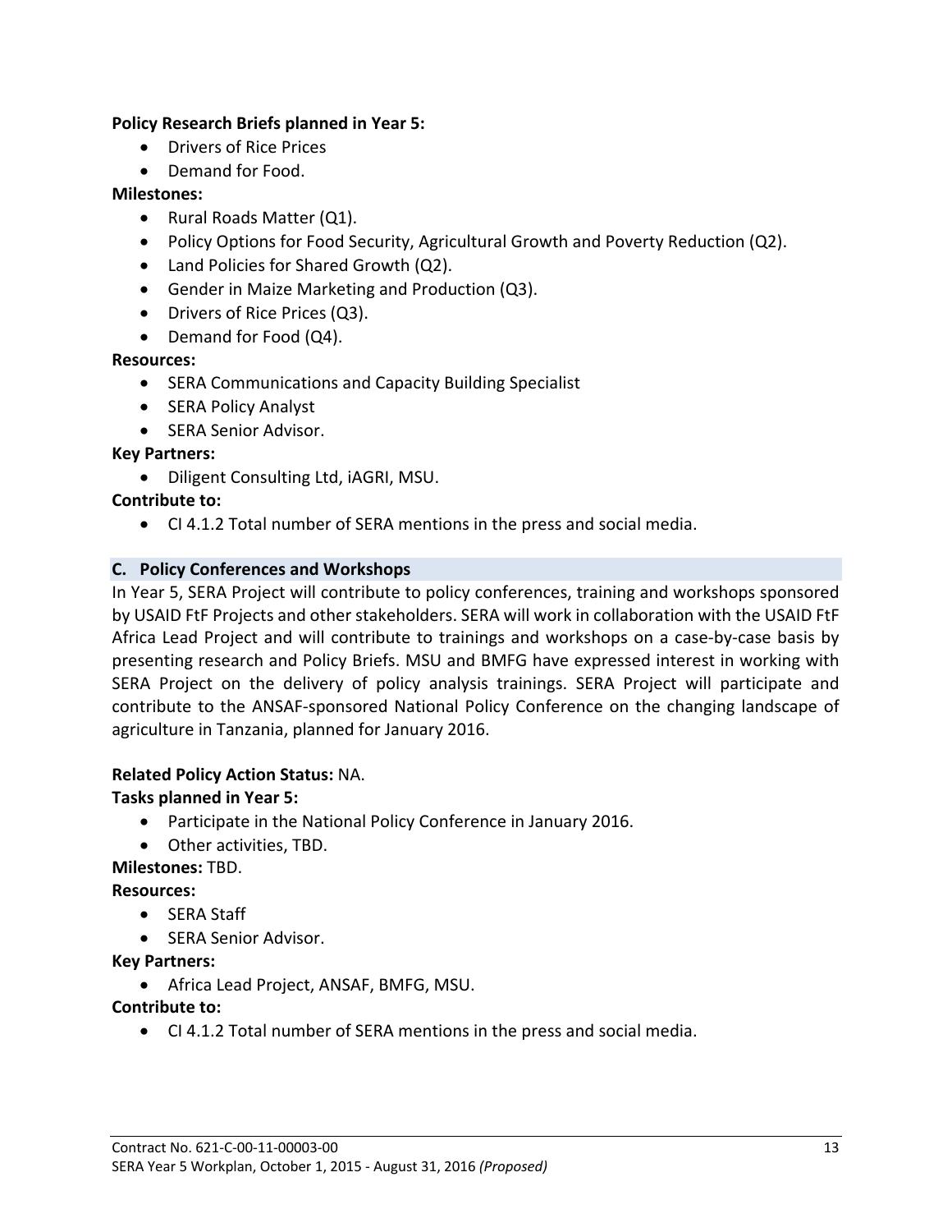**Policy Research Briefs planned in Year 5:**

- Drivers of Rice Prices
- Demand for Food.

**Milestones:**

- Rural Roads Matter (Q1).
- Policy Options for Food Security, Agricultural Growth and Poverty Reduction (Q2).
- Land Policies for Shared Growth (Q2).
- Gender in Maize Marketing and Production (Q3).
- Drivers of Rice Prices (Q3).
- Demand for Food (Q4).

**Resources:**

- SERA Communications and Capacity Building Specialist
- SERA Policy Analyst
- SERA Senior Advisor.

**Key Partners:**

- Diligent Consulting Ltd, iAGRI, MSU.

**Contribute to:**

- CI 4.1.2 Total number of SERA mentions in the press and social media.

### C. Policy Conferences and Workshops

In Year 5, SERA Project will contribute to policy conferences, training and workshops sponsored by USAID FtF Projects and other stakeholders. SERA will work in collaboration with the USAID FtF Africa Lead Project and will contribute to trainings and workshops on a case-by-case basis by presenting research and Policy Briefs. MSU and BMFG have expressed interest in working with SERA Project on the delivery of policy analysis trainings. SERA Project will participate and contribute to the ANSAF-sponsored National Policy Conference on the changing landscape of agriculture in Tanzania, planned for January 2016.

**Related Policy Action Status:** NA.

**Tasks planned in Year 5:**

- Participate in the National Policy Conference in January 2016.
- Other activities, TBD.

**Milestones:** TBD.

**Resources:**

- SERA Staff
- SERA Senior Advisor.

**Key Partners:**

- Africa Lead Project, ANSAF, BMFG, MSU.

**Contribute to:**

- CI 4.1.2 Total number of SERA mentions in the press and social media.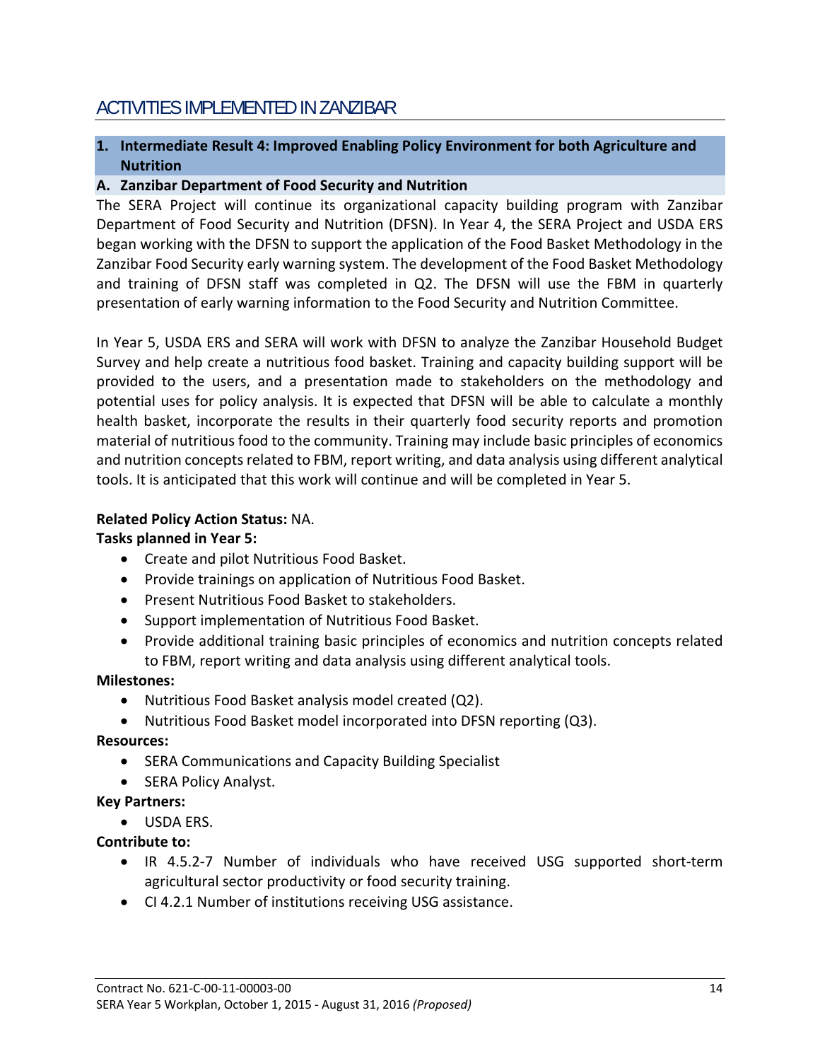# ACTIVITIES IMPLEMENTED IN ZANZIBAR

## 1. Intermediate Result 4: Improved Enabling Policy Environment for both Agriculture and Nutrition

### A. Zanzibar Department of Food Security and Nutrition

The SERA Project will continue its organizational capacity building program with Zanzibar Department of Food Security and Nutrition (DFSN). In Year 4, the SERA Project and USDA ERS began working with the DFSN to support the application of the Food Basket Methodology in the Zanzibar Food Security early warning system. The development of the Food Basket Methodology and training of DFSN staff was completed in Q2. The DFSN will use the FBM in quarterly presentation of early warning information to the Food Security and Nutrition Committee.

In Year 5, USDA ERS and SERA will work with DFSN to analyze the Zanzibar Household Budget Survey and help create a nutritious food basket. Training and capacity building support will be provided to the users, and a presentation made to stakeholders on the methodology and potential uses for policy analysis. It is expected that DFSN will be able to calculate a monthly health basket, incorporate the results in their quarterly food security reports and promotion material of nutritious food to the community. Training may include basic principles of economics and nutrition concepts related to FBM, report writing, and data analysis using different analytical tools. It is anticipated that this work will continue and will be completed in Year 5.

**Related Policy Action Status:** NA.

**Tasks planned in Year 5:**

- Create and pilot Nutritious Food Basket.
- Provide trainings on application of Nutritious Food Basket.
- Present Nutritious Food Basket to stakeholders.
- Support implementation of Nutritious Food Basket.
- Provide additional training basic principles of economics and nutrition concepts related to FBM, report writing and data analysis using different analytical tools.

**Milestones:**

- Nutritious Food Basket analysis model created (Q2).
- Nutritious Food Basket model incorporated into DFSN reporting (Q3).

**Resources:**

- SERA Communications and Capacity Building Specialist
- SERA Policy Analyst.

**Key Partners:**

- USDA ERS.

**Contribute to:**

- IR 4.5.2-7 Number of individuals who have received USG supported short-term agricultural sector productivity or food security training.
- CI 4.2.1 Number of institutions receiving USG assistance.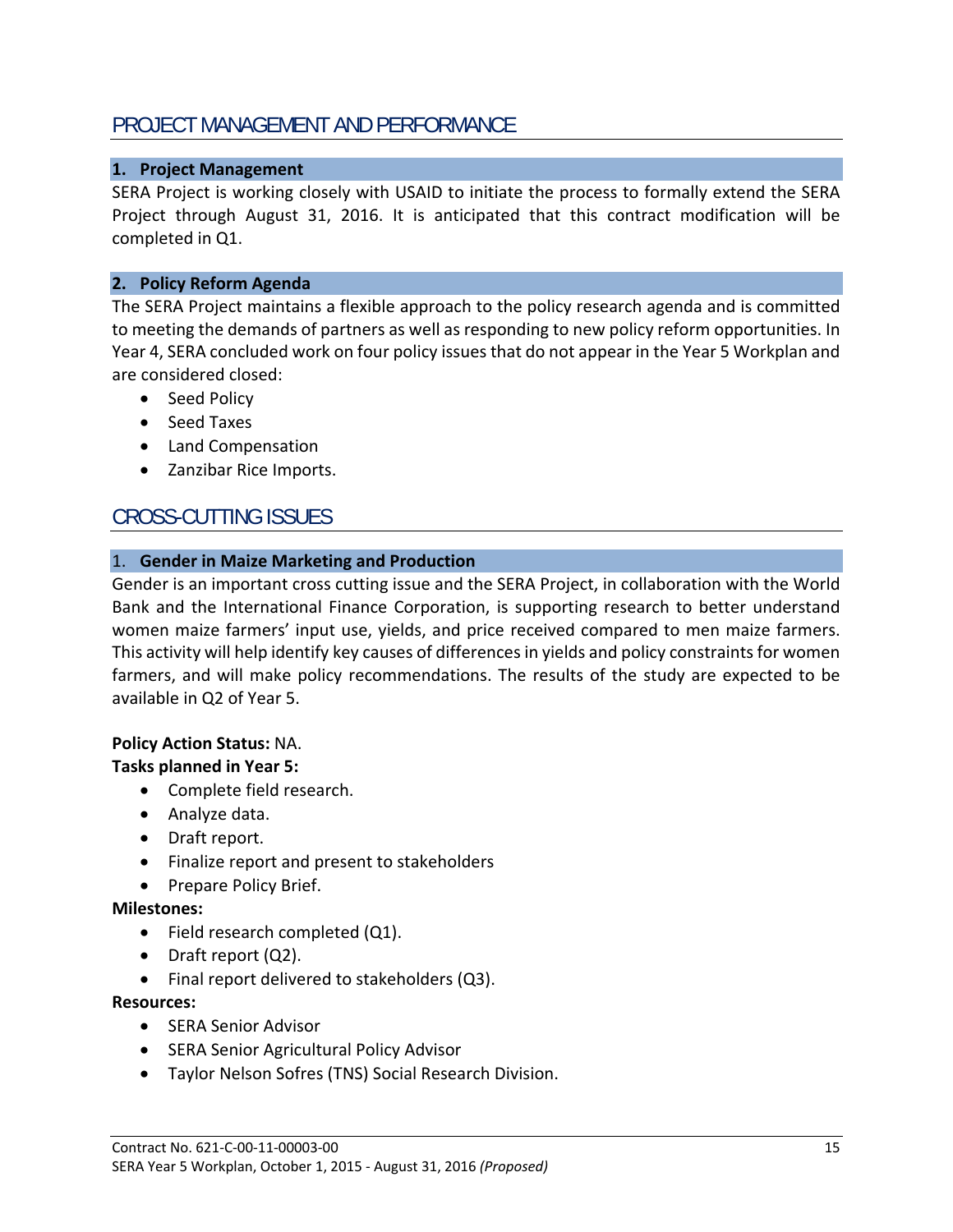## PROJECT MANAGEMENT AND PERFORMANCE

### 1. Project Management

SERA Project is working closely with USAID to initiate the process to formally extend the SERA Project through August 31, 2016. It is anticipated that this contract modification will be completed in Q1.

### 2. Policy Reform Agenda

The SERA Project maintains a flexible approach to the policy research agenda and is committed to meeting the demands of partners as well as responding to new policy reform opportunities. In Year 4, SERA concluded work on four policy issues that do not appear in the Year 5 Workplan and are considered closed:

- Seed Policy
- Seed Taxes
- Land Compensation
- Zanzibar Rice Imports.

## CROSS-CUTTING ISSUES

### 1. Gender in Maize Marketing and Production

Gender is an important cross cutting issue and the SERA Project, in collaboration with the World Bank and the International Finance Corporation, is supporting research to better understand women maize farmers' input use, yields, and price received compared to men maize farmers. This activity will help identify key causes of differences in yields and policy constraints for women farmers, and will make policy recommendations. The results of the study are expected to be available in Q2 of Year 5.

**Policy Action Status:** NA.

**Tasks planned in Year 5:**

- Complete field research.
- Analyze data.
- Draft report.
- Finalize report and present to stakeholders
- Prepare Policy Brief.

**Milestones:**

- Field research completed (Q1).
- Draft report (Q2).
- Final report delivered to stakeholders (Q3).

**Resources:**

- SERA Senior Advisor
- SERA Senior Agricultural Policy Advisor
- Taylor Nelson Sofres (TNS) Social Research Division.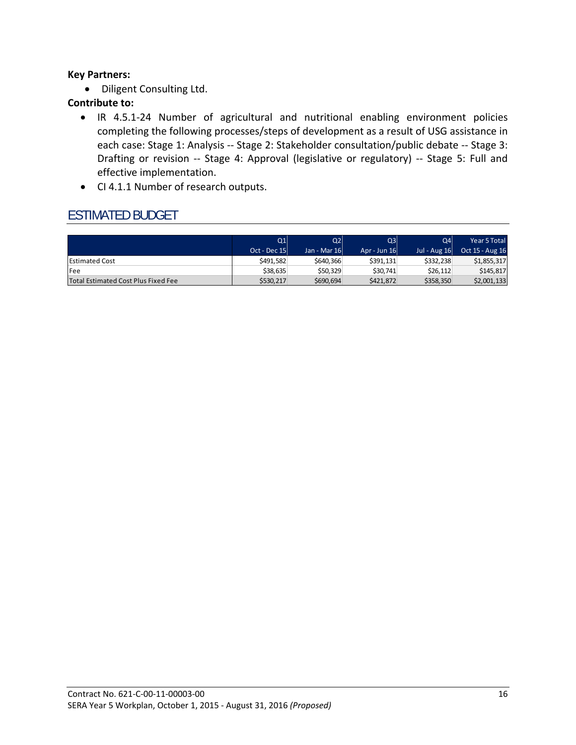**Key Partners:**

- Diligent Consulting Ltd.

**Contribute to:**

- IR 4.5.1-24 Number of agricultural and nutritional enabling environment policies completing the following processes/steps of development as a result of USG assistance in each case: Stage 1: Analysis -- Stage 2: Stakeholder consultation/public debate -- Stage 3: Drafting or revision -- Stage 4: Approval (legislative or regulatory) -- Stage 5: Full and effective implementation.
- CI 4.1.1 Number of research outputs.

## ESTIMATED BUDGET

| | Q1<br>Oct - Dec 15 | Q2<br>Jan - Mar 16 | Q3<br>Apr - Jun 16 | Q4<br>Jul - Aug 16 | Year 5 Total<br>Oct 15 - Aug 16 |
|---|---|---|---|---|---|
| Estimated Cost | $491,582 | $640,366 | $391,131 | $332,238 | $1,855,317 |
| Fee | $38,635 | $50,329 | $30,741 | $26,112 | $145,817 |
| Total Estimated Cost Plus Fixed Fee | $530,217 | $690,694 | $421,872 | $358,350 | $2,001,133 |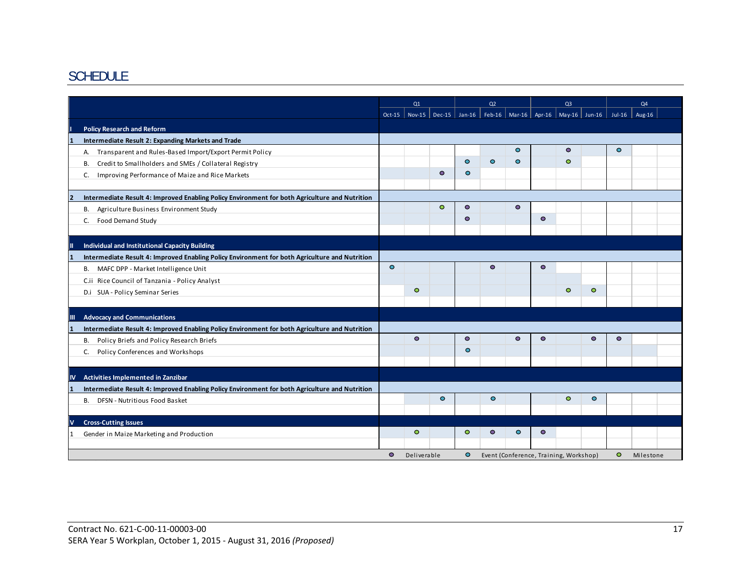# SCHEDULE

| | | Q1 | | | Q2 | | | Q3 | | | Q4 | |
|---|---|---|---|---|---|---|---|---|---|---|---|---|
| | | Oct-15 | Nov-15 | Dec-15 | Jan-16 | Feb-16 | Mar-16 | Apr-16 | May-16 | Jun-16 | Jul-16 | Aug-16 |
| **I** | **Policy Research and Reform** | | | | | | | | | | | |
| **1** | **Intermediate Result 2: Expanding Markets and Trade** | | | | | | | | | | | |
| | A. Transparent and Rules-Based Import/Export Permit Policy | | | | | | Event | | Deliverable | | Event | |
| | B. Credit to Smallholders and SMEs / Collateral Registry | | | | Event | Event | Event | | Milestone | | | |
| | C. Improving Performance of Maize and Rice Markets | | | Deliverable | Event | | | | | | | |
| **2** | **Intermediate Result 4: Improved Enabling Policy Environment for both Agriculture and Nutrition** | | | | | | | | | | | |
| | B. Agriculture Business Environment Study | | | Milestone | Deliverable | | Deliverable | | | | | |
| | C. Food Demand Study | | | | Deliverable | | | Deliverable | | | | |
| **II** | **Individual and Institutional Capacity Building** | | | | | | | | | | | |
| **1** | **Intermediate Result 4: Improved Enabling Policy Environment for both Agriculture and Nutrition** | | | | | | | | | | | |
| | B. MAFC DPP - Market Intelligence Unit | Event | | | | Deliverable | | Deliverable | | | | |
| | C.ii Rice Council of Tanzania - Policy Analyst | | | | | | | | | | | |
| | D.i SUA - Policy Seminar Series | | Milestone | | | | | | Milestone | Milestone | | |
| **III** | **Advocacy and Communications** | | | | | | | | | | | |
| **1** | **Intermediate Result 4: Improved Enabling Policy Environment for both Agriculture and Nutrition** | | | | | | | | | | | |
| | B. Policy Briefs and Policy Research Briefs | | Deliverable | | Deliverable | | Deliverable | Deliverable | | Deliverable | Deliverable | |
| | C. Policy Conferences and Workshops | | | | Event | | | | | | | |
| **IV** | **Activities Implemented in Zanzibar** | | | | | | | | | | | |
| **1** | **Intermediate Result 4: Improved Enabling Policy Environment for both Agriculture and Nutrition** | | | | | | | | | | | |
| | B. DFSN - Nutritious Food Basket | | | Event | | Event | | | Milestone | Event | | |
| **V** | **Cross-Cutting Issues** | | | | | | | | | | | |
| 1 | Gender in Maize Marketing and Production | | Milestone | | Milestone | Deliverable | Event | Deliverable | | | | |

Legend: Deliverable · Event (Conference, Training, Workshop) · Milestone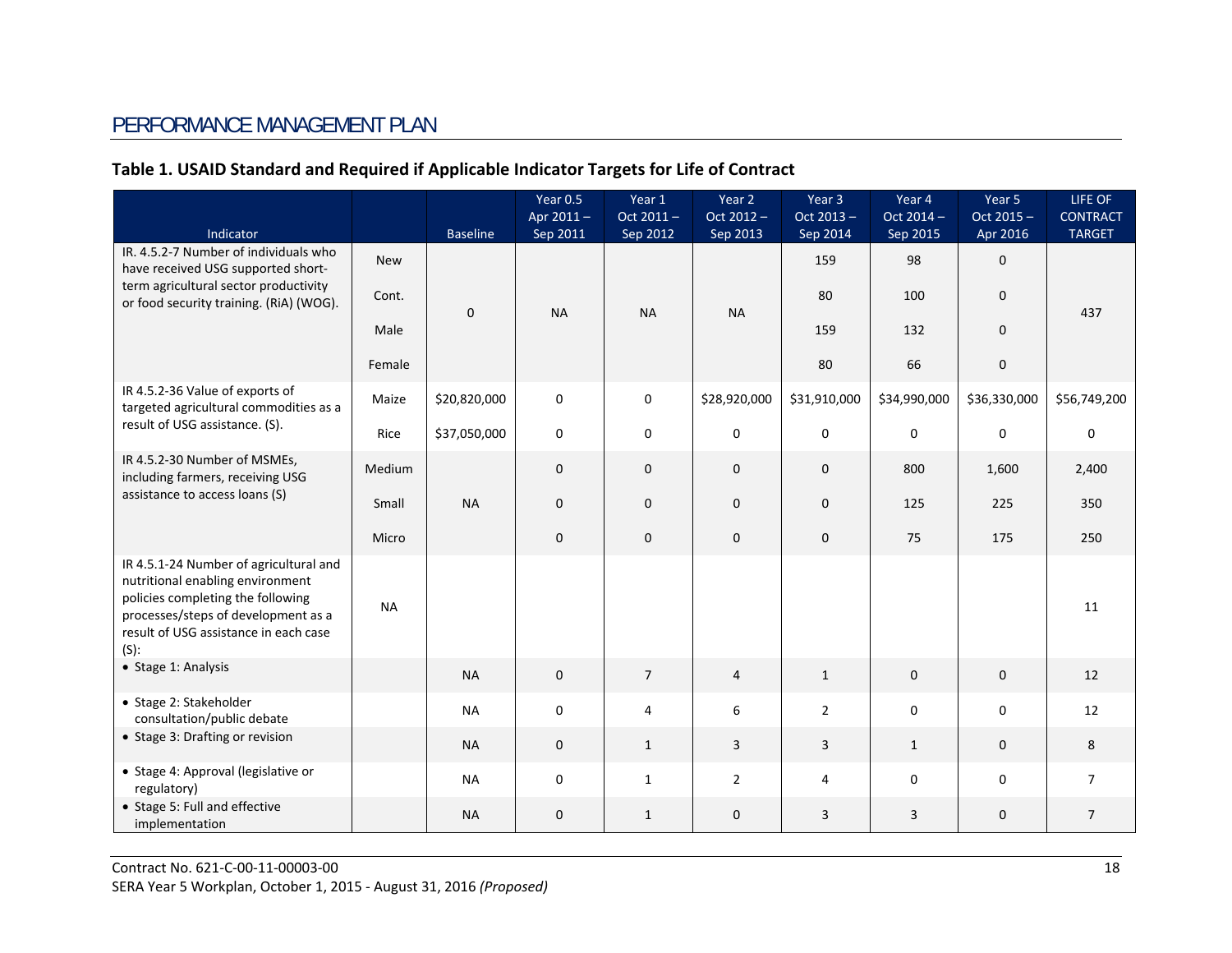## PERFORMANCE MANAGEMENT PLAN

### Table 1. USAID Standard and Required if Applicable Indicator Targets for Life of Contract

| Indicator | | Baseline | Year 0.5 Apr 2011 – Sep 2011 | Year 1 Oct 2011 – Sep 2012 | Year 2 Oct 2012 – Sep 2013 | Year 3 Oct 2013 – Sep 2014 | Year 4 Oct 2014 – Sep 2015 | Year 5 Oct 2015 – Apr 2016 | LIFE OF CONTRACT TARGET |
|---|---|---|---|---|---|---|---|---|---|
| IR. 4.5.2-7 Number of individuals who have received USG supported short-term agricultural sector productivity or food security training. (RiA) (WOG). | New | 0 | NA | NA | NA | 159 | 98 | 0 | 437 |
| | Cont. | | | | | 80 | 100 | 0 | |
| | Male | | | | | 159 | 132 | 0 | |
| | Female | | | | | 80 | 66 | 0 | |
| IR 4.5.2-36 Value of exports of targeted agricultural commodities as a result of USG assistance. (S). | Maize | $20,820,000 | 0 | 0 | $28,920,000 | $31,910,000 | $34,990,000 | $36,330,000 | $56,749,200 |
| | Rice | $37,050,000 | 0 | 0 | 0 | 0 | 0 | 0 | 0 |
| IR 4.5.2-30 Number of MSMEs, including farmers, receiving USG assistance to access loans (S) | Medium | NA | 0 | 0 | 0 | 0 | 800 | 1,600 | 2,400 |
| | Small | | 0 | 0 | 0 | 0 | 125 | 225 | 350 |
| | Micro | | 0 | 0 | 0 | 0 | 75 | 175 | 250 |
| IR 4.5.1-24 Number of agricultural and nutritional enabling environment policies completing the following processes/steps of development as a result of USG assistance in each case (S): | NA | | | | | | | | 11 |
| • Stage 1: Analysis | | NA | 0 | 7 | 4 | 1 | 0 | 0 | 12 |
| • Stage 2: Stakeholder consultation/public debate | | NA | 0 | 4 | 6 | 2 | 0 | 0 | 12 |
| • Stage 3: Drafting or revision | | NA | 0 | 1 | 3 | 3 | 1 | 0 | 8 |
| • Stage 4: Approval (legislative or regulatory) | | NA | 0 | 1 | 2 | 4 | 0 | 0 | 7 |
| • Stage 5: Full and effective implementation | | NA | 0 | 1 | 0 | 3 | 3 | 0 | 7 |

Contract No. 621-C-00-11-00003-00
SERA Year 5 Workplan, October 1, 2015 - August 31, 2016 *(Proposed)*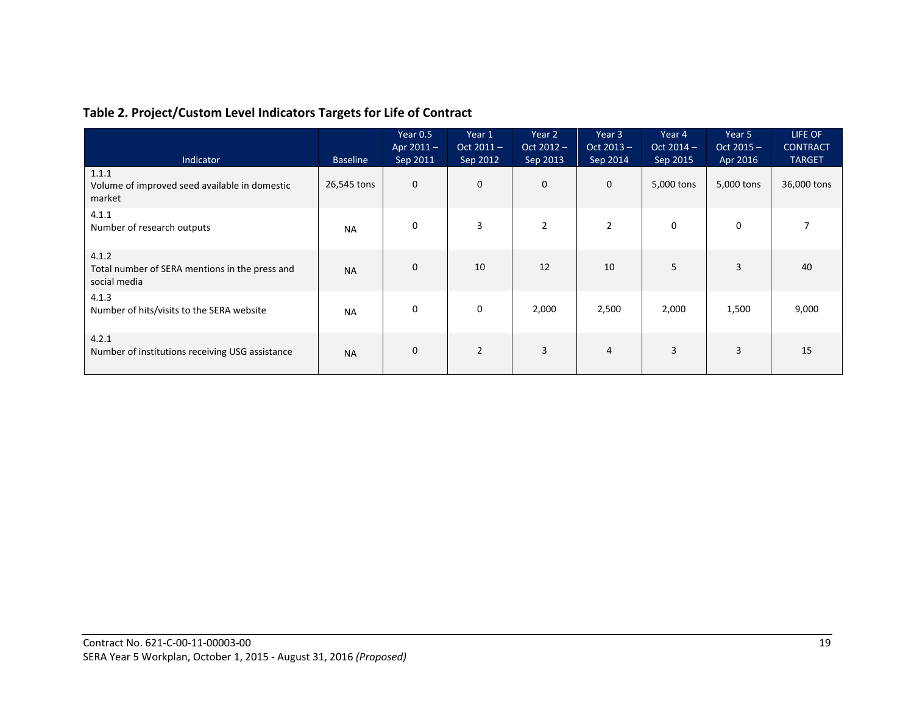**Table 2. Project/Custom Level Indicators Targets for Life of Contract**

| Indicator | Baseline | Year 0.5 Apr 2011 – Sep 2011 | Year 1 Oct 2011 – Sep 2012 | Year 2 Oct 2012 – Sep 2013 | Year 3 Oct 2013 – Sep 2014 | Year 4 Oct 2014 – Sep 2015 | Year 5 Oct 2015 – Apr 2016 | LIFE OF CONTRACT TARGET |
|---|---|---|---|---|---|---|---|---|
| 1.1.1 Volume of improved seed available in domestic market | 26,545 tons | 0 | 0 | 0 | 0 | 5,000 tons | 5,000 tons | 36,000 tons |
| 4.1.1 Number of research outputs | NA | 0 | 3 | 2 | 2 | 0 | 0 | 7 |
| 4.1.2 Total number of SERA mentions in the press and social media | NA | 0 | 10 | 12 | 10 | 5 | 3 | 40 |
| 4.1.3 Number of hits/visits to the SERA website | NA | 0 | 0 | 2,000 | 2,500 | 2,000 | 1,500 | 9,000 |
| 4.2.1 Number of institutions receiving USG assistance | NA | 0 | 2 | 3 | 4 | 3 | 3 | 15 |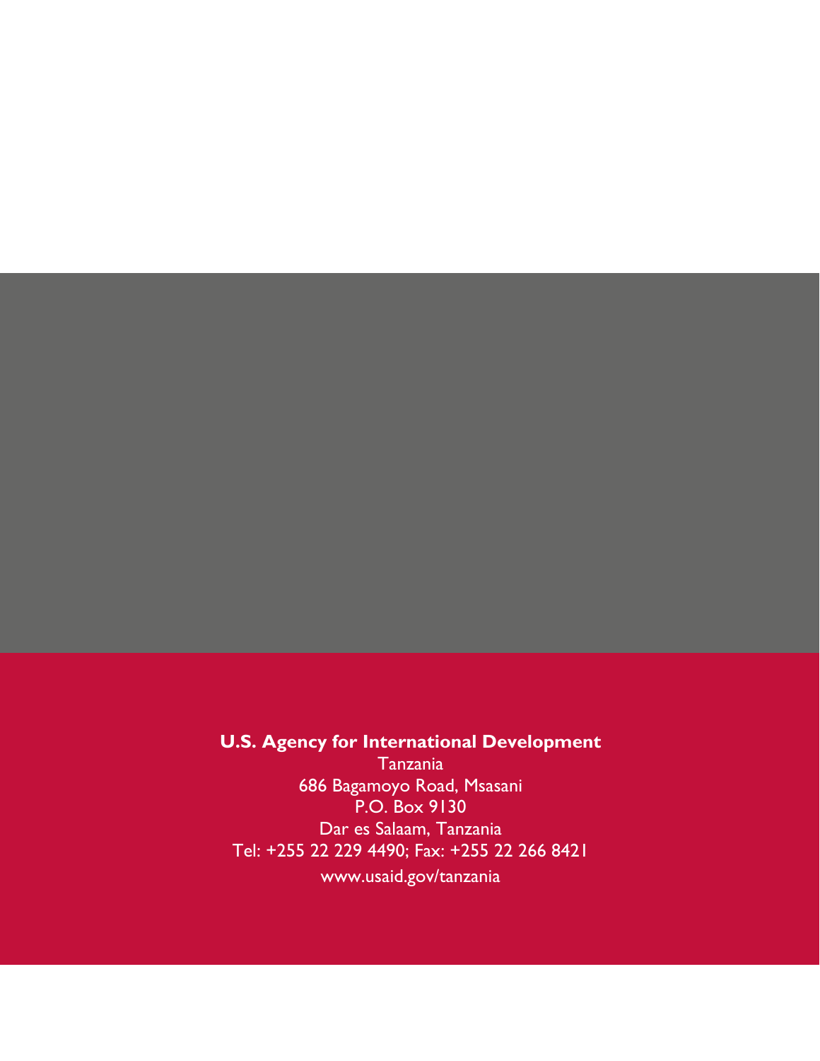**U.S. Agency for International Development**

Tanzania

686 Bagamoyo Road, Msasani

P.O. Box 9130

Dar es Salaam, Tanzania

Tel: +255 22 229 4490; Fax: +255 22 266 8421

www.usaid.gov/tanzania